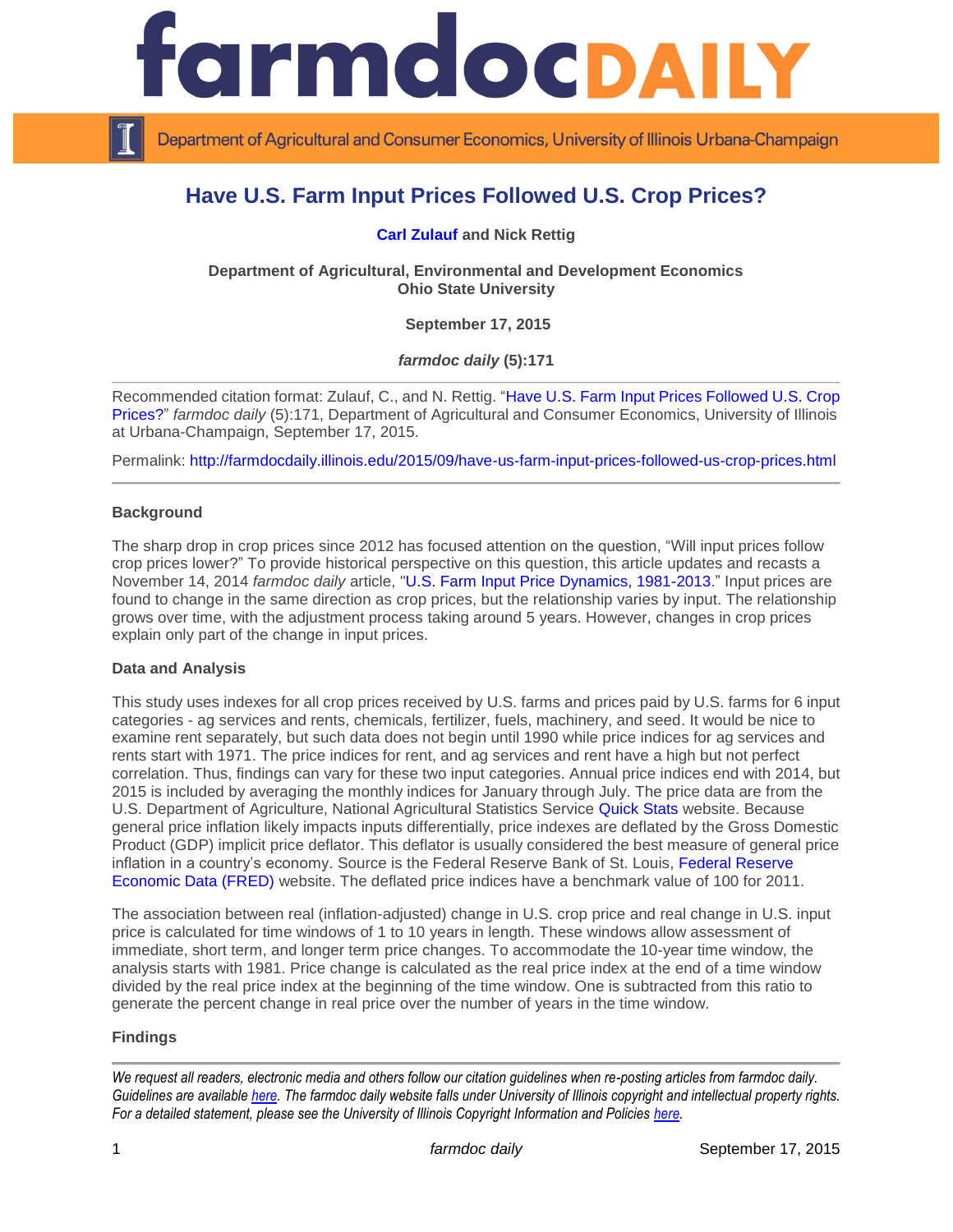# Have U.S. Farm Input Prices Followed U.S. Crop Prices?

**Carl Zulauf and Nick Rettig**

**Department of Agricultural, Environmental and Development Economics**
**Ohio State University**

**September 17, 2015**

***farmdoc daily* (5):171**

Recommended citation format: Zulauf, C., and N. Rettig. "Have U.S. Farm Input Prices Followed U.S. Crop Prices?" *farmdoc daily* (5):171, Department of Agricultural and Consumer Economics, University of Illinois at Urbana-Champaign, September 17, 2015.

Permalink: http://farmdocdaily.illinois.edu/2015/09/have-us-farm-input-prices-followed-us-crop-prices.html

### Background

The sharp drop in crop prices since 2012 has focused attention on the question, "Will input prices follow crop prices lower?" To provide historical perspective on this question, this article updates and recasts a November 14, 2014 *farmdoc daily* article, "U.S. Farm Input Price Dynamics, 1981-2013." Input prices are found to change in the same direction as crop prices, but the relationship varies by input. The relationship grows over time, with the adjustment process taking around 5 years. However, changes in crop prices explain only part of the change in input prices.

### Data and Analysis

This study uses indexes for all crop prices received by U.S. farms and prices paid by U.S. farms for 6 input categories - ag services and rents, chemicals, fertilizer, fuels, machinery, and seed. It would be nice to examine rent separately, but such data does not begin until 1990 while price indices for ag services and rents start with 1971. The price indices for rent, and ag services and rent have a high but not perfect correlation. Thus, findings can vary for these two input categories. Annual price indices end with 2014, but 2015 is included by averaging the monthly indices for January through July. The price data are from the U.S. Department of Agriculture, National Agricultural Statistics Service Quick Stats website. Because general price inflation likely impacts inputs differentially, price indexes are deflated by the Gross Domestic Product (GDP) implicit price deflator. This deflator is usually considered the best measure of general price inflation in a country's economy. Source is the Federal Reserve Bank of St. Louis, Federal Reserve Economic Data (FRED) website. The deflated price indices have a benchmark value of 100 for 2011.

The association between real (inflation-adjusted) change in U.S. crop price and real change in U.S. input price is calculated for time windows of 1 to 10 years in length. These windows allow assessment of immediate, short term, and longer term price changes. To accommodate the 10-year time window, the analysis starts with 1981. Price change is calculated as the real price index at the end of a time window divided by the real price index at the beginning of the time window. One is subtracted from this ratio to generate the percent change in real price over the number of years in the time window.

### Findings

*We request all readers, electronic media and others follow our citation guidelines when re-posting articles from farmdoc daily. Guidelines are available here. The farmdoc daily website falls under University of Illinois copyright and intellectual property rights. For a detailed statement, please see the University of Illinois Copyright Information and Policies here.*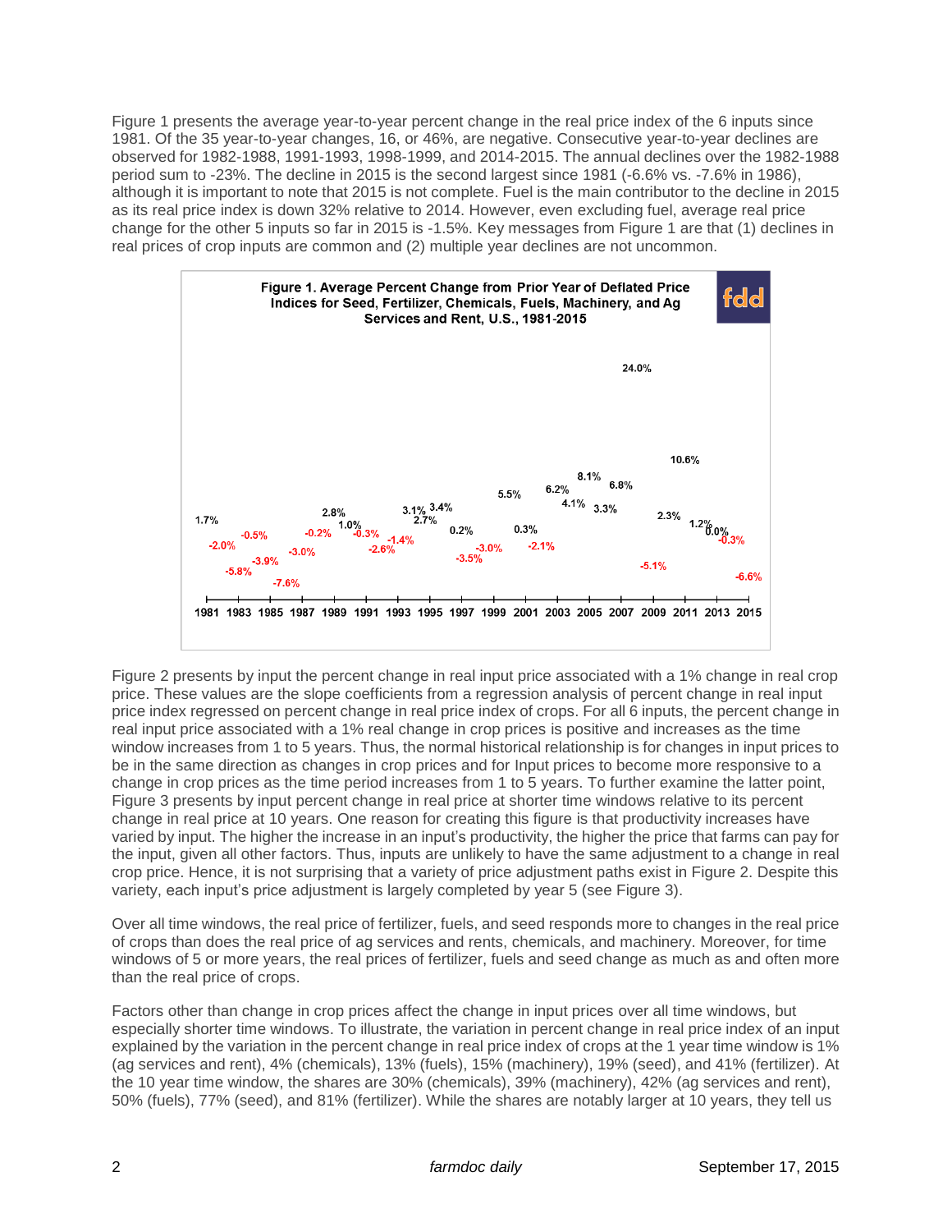Figure 1 presents the average year-to-year percent change in the real price index of the 6 inputs since 1981. Of the 35 year-to-year changes, 16, or 46%, are negative. Consecutive year-to-year declines are observed for 1982-1988, 1991-1993, 1998-1999, and 2014-2015. The annual declines over the 1982-1988 period sum to -23%. The decline in 2015 is the second largest since 1981 (-6.6% vs. -7.6% in 1986), although it is important to note that 2015 is not complete. Fuel is the main contributor to the decline in 2015 as its real price index is down 32% relative to 2014. However, even excluding fuel, average real price change for the other 5 inputs so far in 2015 is -1.5%. Key messages from Figure 1 are that (1) declines in real prices of crop inputs are common and (2) multiple year declines are not uncommon.

**Figure 1. Average Percent Change from Prior Year of Deflated Price Indices for Seed, Fertilizer, Chemicals, Fuels, Machinery, and Ag Services and Rent, U.S., 1981-2015**

Figure 2 presents by input the percent change in real input price associated with a 1% change in real crop price. These values are the slope coefficients from a regression analysis of percent change in real input price index regressed on percent change in real price index of crops. For all 6 inputs, the percent change in real input price associated with a 1% real change in crop prices is positive and increases as the time window increases from 1 to 5 years. Thus, the normal historical relationship is for changes in input prices to be in the same direction as changes in crop prices and for Input prices to become more responsive to a change in crop prices as the time period increases from 1 to 5 years. To further examine the latter point, Figure 3 presents by input percent change in real price at shorter time windows relative to its percent change in real price at 10 years. One reason for creating this figure is that productivity increases have varied by input. The higher the increase in an input's productivity, the higher the price that farms can pay for the input, given all other factors. Thus, inputs are unlikely to have the same adjustment to a change in real crop price. Hence, it is not surprising that a variety of price adjustment paths exist in Figure 2. Despite this variety, each input's price adjustment is largely completed by year 5 (see Figure 3).

Over all time windows, the real price of fertilizer, fuels, and seed responds more to changes in the real price of crops than does the real price of ag services and rents, chemicals, and machinery. Moreover, for time windows of 5 or more years, the real prices of fertilizer, fuels and seed change as much as and often more than the real price of crops.

Factors other than change in crop prices affect the change in input prices over all time windows, but especially shorter time windows. To illustrate, the variation in percent change in real price index of an input explained by the variation in the percent change in real price index of crops at the 1 year time window is 1% (ag services and rent), 4% (chemicals), 13% (fuels), 15% (machinery), 19% (seed), and 41% (fertilizer). At the 10 year time window, the shares are 30% (chemicals), 39% (machinery), 42% (ag services and rent), 50% (fuels), 77% (seed), and 81% (fertilizer). While the shares are notably larger at 10 years, they tell us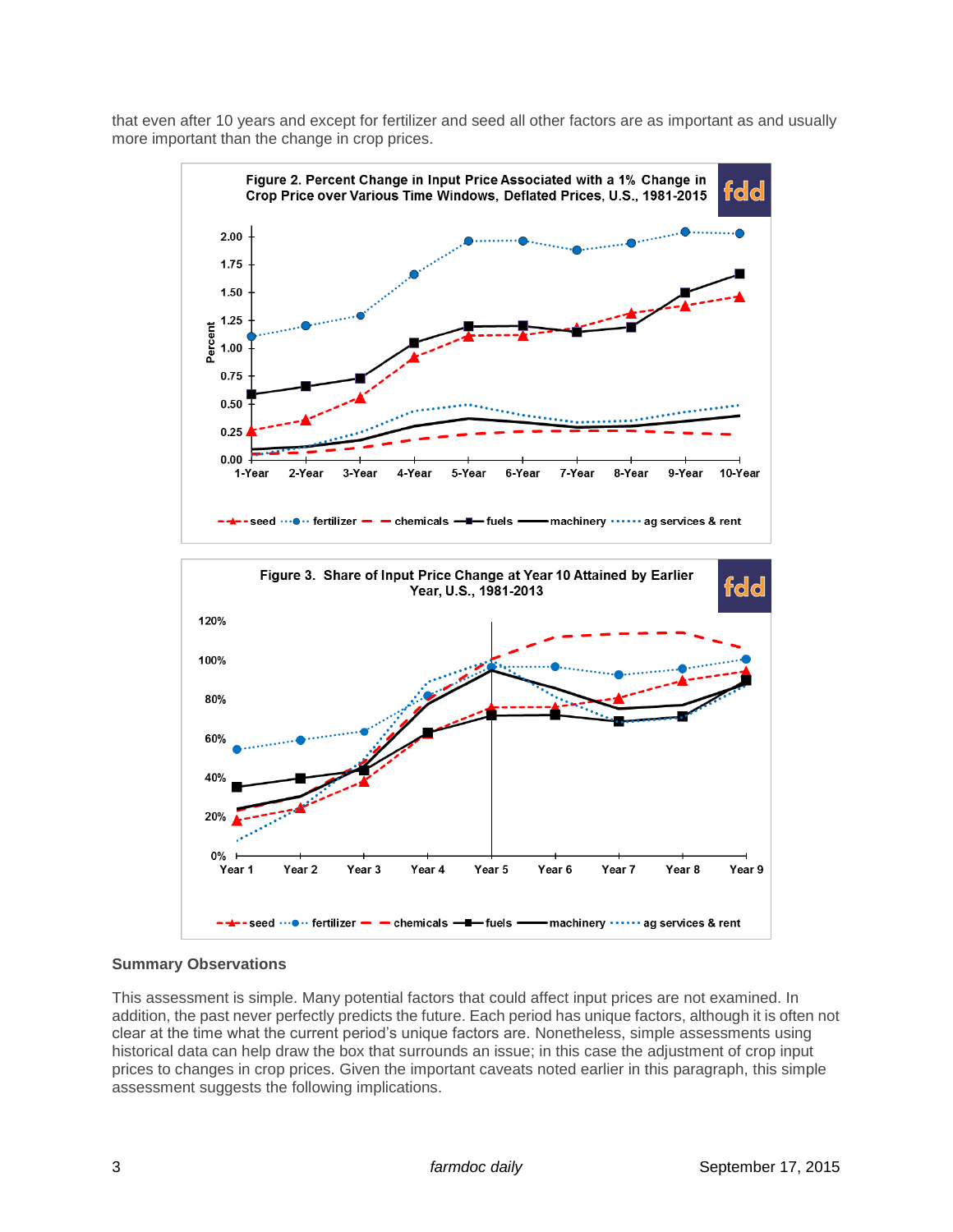that even after 10 years and except for fertilizer and seed all other factors are as important as and usually more important than the change in crop prices.

**Figure 2. Percent Change in Input Price Associated with a 1% Change in Crop Price over Various Time Windows, Deflated Prices, U.S., 1981-2015**

**Figure 3. Share of Input Price Change at Year 10 Attained by Earlier Year, U.S., 1981-2013**

### Summary Observations

This assessment is simple. Many potential factors that could affect input prices are not examined. In addition, the past never perfectly predicts the future. Each period has unique factors, although it is often not clear at the time what the current period's unique factors are. Nonetheless, simple assessments using historical data can help draw the box that surrounds an issue; in this case the adjustment of crop input prices to changes in crop prices. Given the important caveats noted earlier in this paragraph, this simple assessment suggests the following implications.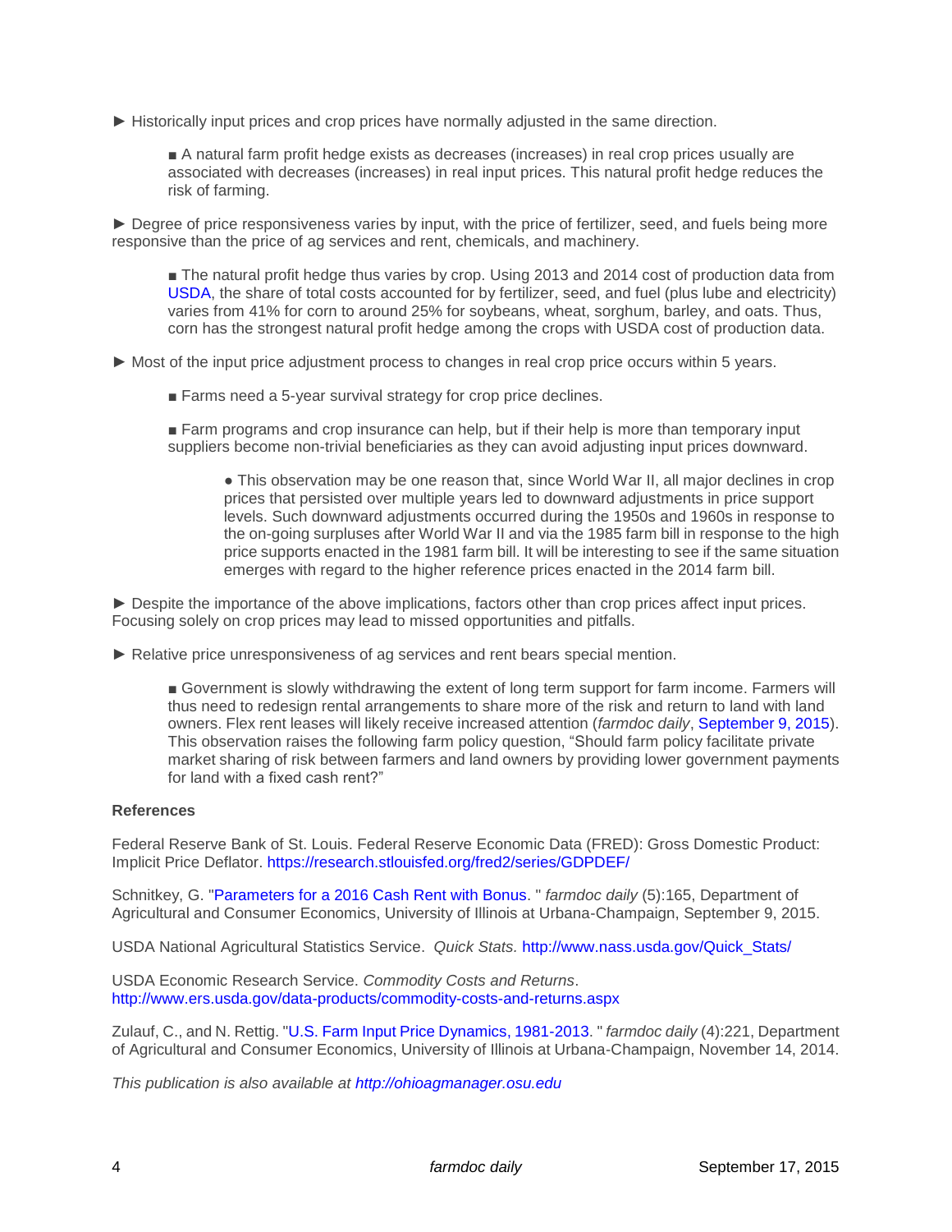► Historically input prices and crop prices have normally adjusted in the same direction.

> ■ A natural farm profit hedge exists as decreases (increases) in real crop prices usually are associated with decreases (increases) in real input prices. This natural profit hedge reduces the risk of farming.

► Degree of price responsiveness varies by input, with the price of fertilizer, seed, and fuels being more responsive than the price of ag services and rent, chemicals, and machinery.

> ■ The natural profit hedge thus varies by crop. Using 2013 and 2014 cost of production data from USDA, the share of total costs accounted for by fertilizer, seed, and fuel (plus lube and electricity) varies from 41% for corn to around 25% for soybeans, wheat, sorghum, barley, and oats. Thus, corn has the strongest natural profit hedge among the crops with USDA cost of production data.

► Most of the input price adjustment process to changes in real crop price occurs within 5 years.

> ■ Farms need a 5-year survival strategy for crop price declines.
>
> ■ Farm programs and crop insurance can help, but if their help is more than temporary input suppliers become non-trivial beneficiaries as they can avoid adjusting input prices downward.
>
> > ● This observation may be one reason that, since World War II, all major declines in crop prices that persisted over multiple years led to downward adjustments in price support levels. Such downward adjustments occurred during the 1950s and 1960s in response to the on-going surpluses after World War II and via the 1985 farm bill in response to the high price supports enacted in the 1981 farm bill. It will be interesting to see if the same situation emerges with regard to the higher reference prices enacted in the 2014 farm bill.

► Despite the importance of the above implications, factors other than crop prices affect input prices. Focusing solely on crop prices may lead to missed opportunities and pitfalls.

► Relative price unresponsiveness of ag services and rent bears special mention.

> ■ Government is slowly withdrawing the extent of long term support for farm income. Farmers will thus need to redesign rental arrangements to share more of the risk and return to land with land owners. Flex rent leases will likely receive increased attention (*farmdoc daily*, September 9, 2015). This observation raises the following farm policy question, "Should farm policy facilitate private market sharing of risk between farmers and land owners by providing lower government payments for land with a fixed cash rent?"

**References**

Federal Reserve Bank of St. Louis. Federal Reserve Economic Data (FRED): Gross Domestic Product: Implicit Price Deflator. https://research.stlouisfed.org/fred2/series/GDPDEF/

Schnitkey, G. "Parameters for a 2016 Cash Rent with Bonus. " *farmdoc daily* (5):165, Department of Agricultural and Consumer Economics, University of Illinois at Urbana-Champaign, September 9, 2015.

USDA National Agricultural Statistics Service. *Quick Stats.* http://www.nass.usda.gov/Quick_Stats/

USDA Economic Research Service. *Commodity Costs and Returns*. http://www.ers.usda.gov/data-products/commodity-costs-and-returns.aspx

Zulauf, C., and N. Rettig. "U.S. Farm Input Price Dynamics, 1981-2013. " *farmdoc daily* (4):221, Department of Agricultural and Consumer Economics, University of Illinois at Urbana-Champaign, November 14, 2014.

*This publication is also available at http://ohioagmanager.osu.edu*